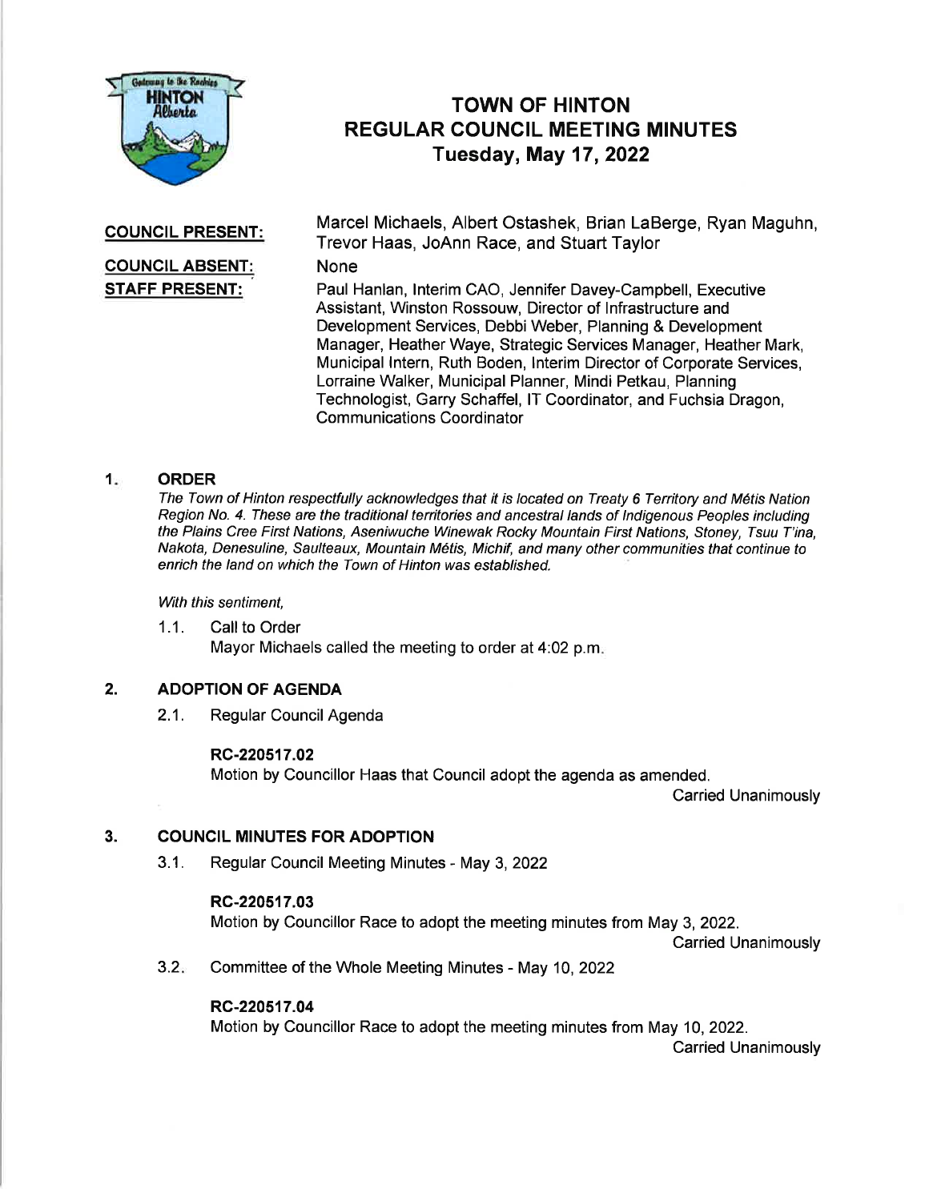# TOWN OF HINTON
## REGULAR COUNCIL MEETING MINUTES
### Tuesday, May 17, 2022

**COUNCIL PRESENT:** Marcel Michaels, Albert Ostashek, Brian LaBerge, Ryan Maguhn, Trevor Haas, JoAnn Race, and Stuart Taylor

**COUNCIL ABSENT:** None

**STAFF PRESENT:** Paul Hanlan, Interim CAO, Jennifer Davey-Campbell, Executive Assistant, Winston Rossouw, Director of Infrastructure and Development Services, Debbi Weber, Planning & Development Manager, Heather Waye, Strategic Services Manager, Heather Mark, Municipal Intern, Ruth Boden, Interim Director of Corporate Services, Lorraine Walker, Municipal Planner, Mindi Petkau, Planning Technologist, Garry Schaffel, IT Coordinator, and Fuchsia Dragon, Communications Coordinator

## 1. ORDER

*The Town of Hinton respectfully acknowledges that it is located on Treaty 6 Territory and Métis Nation Region No. 4. These are the traditional territories and ancestral lands of Indigenous Peoples including the Plains Cree First Nations, Aseniwuche Winewak Rocky Mountain First Nations, Stoney, Tsuu T'ina, Nakota, Denesuline, Saulteaux, Mountain Métis, Michif, and many other communities that continue to enrich the land on which the Town of Hinton was established.*

*With this sentiment,*

1.1. Call to Order

Mayor Michaels called the meeting to order at 4:02 p.m.

## 2. ADOPTION OF AGENDA

2.1. Regular Council Agenda

**RC-220517.02**

Motion by Councillor Haas that Council adopt the agenda as amended.

Carried Unanimously

## 3. COUNCIL MINUTES FOR ADOPTION

3.1. Regular Council Meeting Minutes - May 3, 2022

**RC-220517.03**

Motion by Councillor Race to adopt the meeting minutes from May 3, 2022.

Carried Unanimously

3.2. Committee of the Whole Meeting Minutes - May 10, 2022

**RC-220517.04**

Motion by Councillor Race to adopt the meeting minutes from May 10, 2022.

Carried Unanimously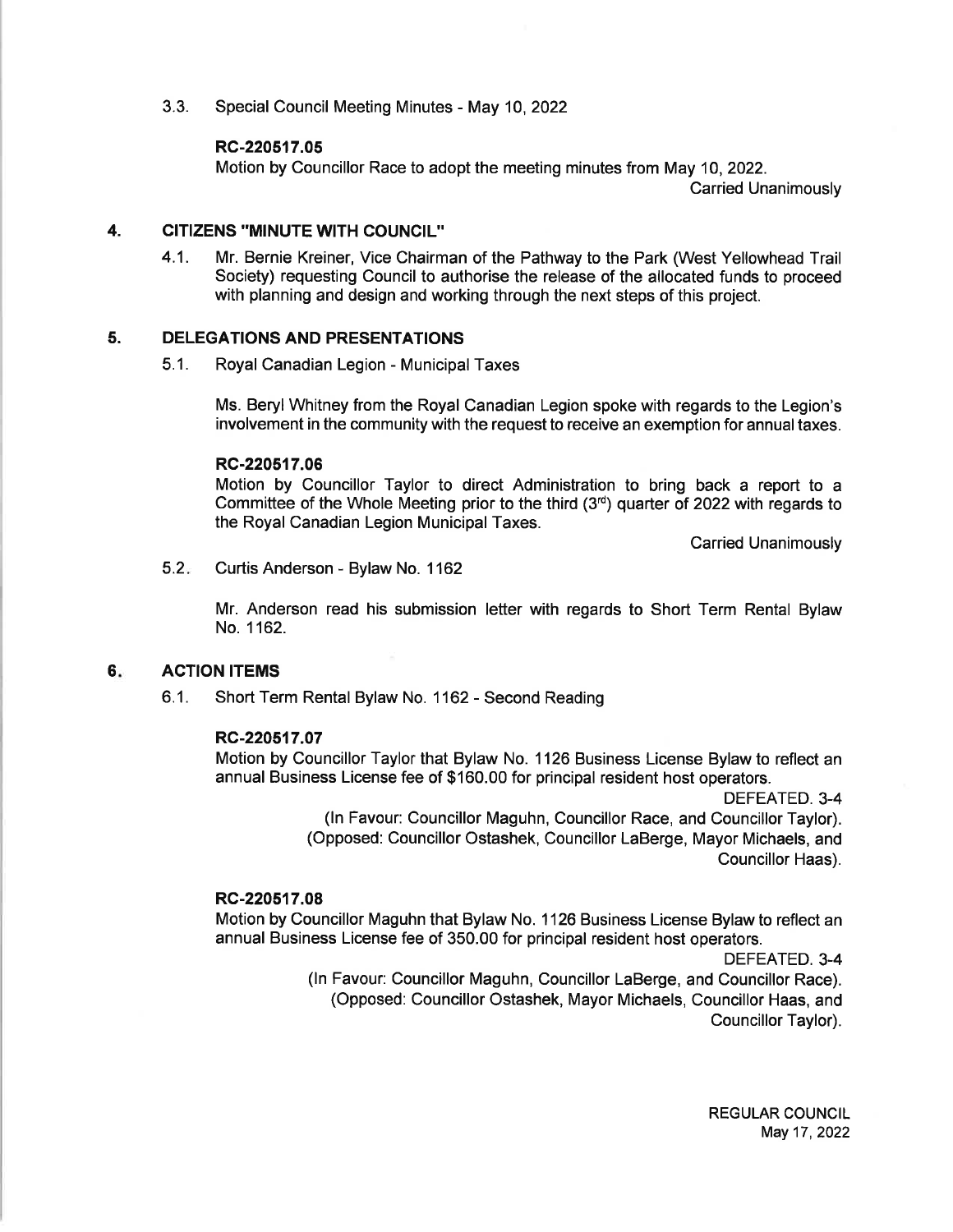3.3. Special Council Meeting Minutes - May 10, 2022

**RC-220517.05**

Motion by Councillor Race to adopt the meeting minutes from May 10, 2022.

Carried Unanimously

## 4. CITIZENS "MINUTE WITH COUNCIL"

4.1. Mr. Bernie Kreiner, Vice Chairman of the Pathway to the Park (West Yellowhead Trail Society) requesting Council to authorise the release of the allocated funds to proceed with planning and design and working through the next steps of this project.

## 5. DELEGATIONS AND PRESENTATIONS

5.1. Royal Canadian Legion - Municipal Taxes

Ms. Beryl Whitney from the Royal Canadian Legion spoke with regards to the Legion's involvement in the community with the request to receive an exemption for annual taxes.

**RC-220517.06**

Motion by Councillor Taylor to direct Administration to bring back a report to a Committee of the Whole Meeting prior to the third (3rd) quarter of 2022 with regards to the Royal Canadian Legion Municipal Taxes.

Carried Unanimously

5.2. Curtis Anderson - Bylaw No. 1162

Mr. Anderson read his submission letter with regards to Short Term Rental Bylaw No. 1162.

## 6. ACTION ITEMS

6.1. Short Term Rental Bylaw No. 1162 - Second Reading

**RC-220517.07**

Motion by Councillor Taylor that Bylaw No. 1126 Business License Bylaw to reflect an annual Business License fee of $160.00 for principal resident host operators.

DEFEATED. 3-4

(In Favour: Councillor Maguhn, Councillor Race, and Councillor Taylor).
(Opposed: Councillor Ostashek, Councillor LaBerge, Mayor Michaels, and Councillor Haas).

**RC-220517.08**

Motion by Councillor Maguhn that Bylaw No. 1126 Business License Bylaw to reflect an annual Business License fee of 350.00 for principal resident host operators.

DEFEATED. 3-4

(In Favour: Councillor Maguhn, Councillor LaBerge, and Councillor Race).
(Opposed: Councillor Ostashek, Mayor Michaels, Councillor Haas, and Councillor Taylor).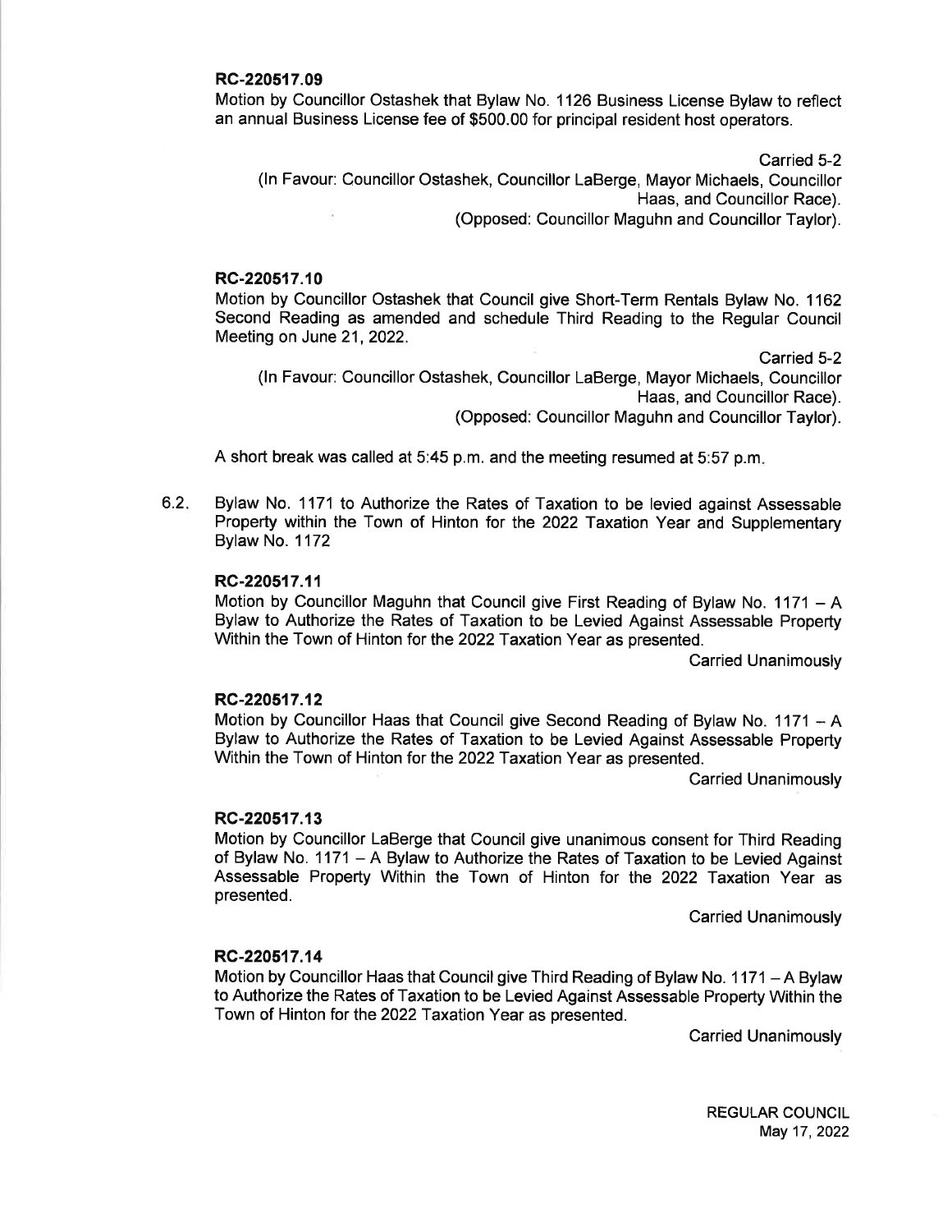**RC-220517.09**

Motion by Councillor Ostashek that Bylaw No. 1126 Business License Bylaw to reflect an annual Business License fee of $500.00 for principal resident host operators.

Carried 5-2

(In Favour: Councillor Ostashek, Councillor LaBerge, Mayor Michaels, Councillor Haas, and Councillor Race).

(Opposed: Councillor Maguhn and Councillor Taylor).

**RC-220517.10**

Motion by Councillor Ostashek that Council give Short-Term Rentals Bylaw No. 1162 Second Reading as amended and schedule Third Reading to the Regular Council Meeting on June 21, 2022.

Carried 5-2

(In Favour: Councillor Ostashek, Councillor LaBerge, Mayor Michaels, Councillor Haas, and Councillor Race).

(Opposed: Councillor Maguhn and Councillor Taylor).

A short break was called at 5:45 p.m. and the meeting resumed at 5:57 p.m.

6.2. Bylaw No. 1171 to Authorize the Rates of Taxation to be levied against Assessable Property within the Town of Hinton for the 2022 Taxation Year and Supplementary Bylaw No. 1172

**RC-220517.11**

Motion by Councillor Maguhn that Council give First Reading of Bylaw No. 1171 – A Bylaw to Authorize the Rates of Taxation to be Levied Against Assessable Property Within the Town of Hinton for the 2022 Taxation Year as presented.

Carried Unanimously

**RC-220517.12**

Motion by Councillor Haas that Council give Second Reading of Bylaw No. 1171 – A Bylaw to Authorize the Rates of Taxation to be Levied Against Assessable Property Within the Town of Hinton for the 2022 Taxation Year as presented.

Carried Unanimously

**RC-220517.13**

Motion by Councillor LaBerge that Council give unanimous consent for Third Reading of Bylaw No. 1171 – A Bylaw to Authorize the Rates of Taxation to be Levied Against Assessable Property Within the Town of Hinton for the 2022 Taxation Year as presented.

Carried Unanimously

**RC-220517.14**

Motion by Councillor Haas that Council give Third Reading of Bylaw No. 1171 – A Bylaw to Authorize the Rates of Taxation to be Levied Against Assessable Property Within the Town of Hinton for the 2022 Taxation Year as presented.

Carried Unanimously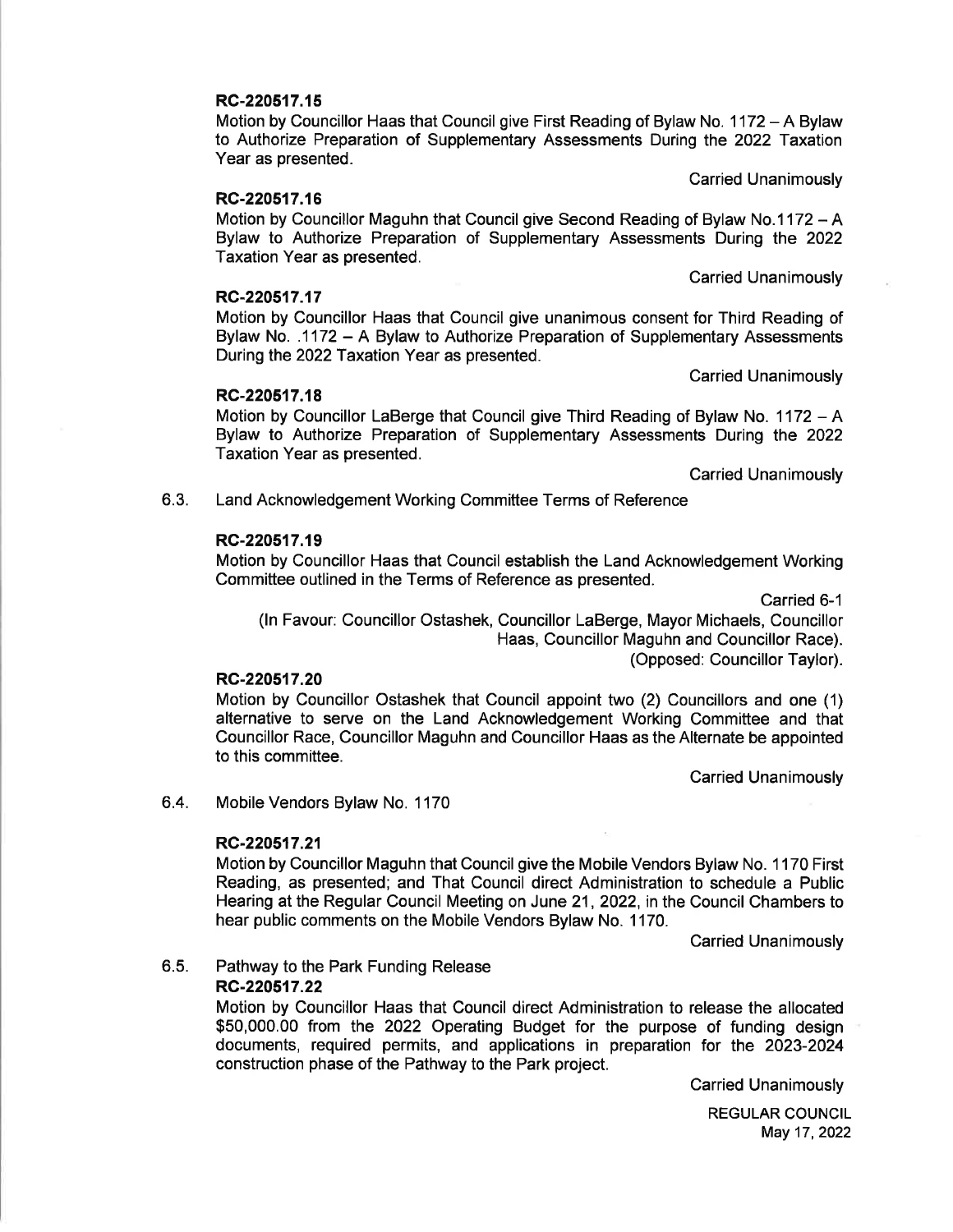**RC-220517.15**

Motion by Councillor Haas that Council give First Reading of Bylaw No. 1172 – A Bylaw to Authorize Preparation of Supplementary Assessments During the 2022 Taxation Year as presented.

Carried Unanimously

**RC-220517.16**

Motion by Councillor Maguhn that Council give Second Reading of Bylaw No.1172 – A Bylaw to Authorize Preparation of Supplementary Assessments During the 2022 Taxation Year as presented.

Carried Unanimously

**RC-220517.17**

Motion by Councillor Haas that Council give unanimous consent for Third Reading of Bylaw No. .1172 – A Bylaw to Authorize Preparation of Supplementary Assessments During the 2022 Taxation Year as presented.

Carried Unanimously

**RC-220517.18**

Motion by Councillor LaBerge that Council give Third Reading of Bylaw No. 1172 – A Bylaw to Authorize Preparation of Supplementary Assessments During the 2022 Taxation Year as presented.

Carried Unanimously

6.3. Land Acknowledgement Working Committee Terms of Reference

**RC-220517.19**

Motion by Councillor Haas that Council establish the Land Acknowledgement Working Committee outlined in the Terms of Reference as presented.

Carried 6-1

(In Favour: Councillor Ostashek, Councillor LaBerge, Mayor Michaels, Councillor Haas, Councillor Maguhn and Councillor Race).
(Opposed: Councillor Taylor).

**RC-220517.20**

Motion by Councillor Ostashek that Council appoint two (2) Councillors and one (1) alternative to serve on the Land Acknowledgement Working Committee and that Councillor Race, Councillor Maguhn and Councillor Haas as the Alternate be appointed to this committee.

Carried Unanimously

6.4. Mobile Vendors Bylaw No. 1170

**RC-220517.21**

Motion by Councillor Maguhn that Council give the Mobile Vendors Bylaw No. 1170 First Reading, as presented; and That Council direct Administration to schedule a Public Hearing at the Regular Council Meeting on June 21, 2022, in the Council Chambers to hear public comments on the Mobile Vendors Bylaw No. 1170.

Carried Unanimously

6.5. Pathway to the Park Funding Release

**RC-220517.22**

Motion by Councillor Haas that Council direct Administration to release the allocated $50,000.00 from the 2022 Operating Budget for the purpose of funding design documents, required permits, and applications in preparation for the 2023-2024 construction phase of the Pathway to the Park project.

Carried Unanimously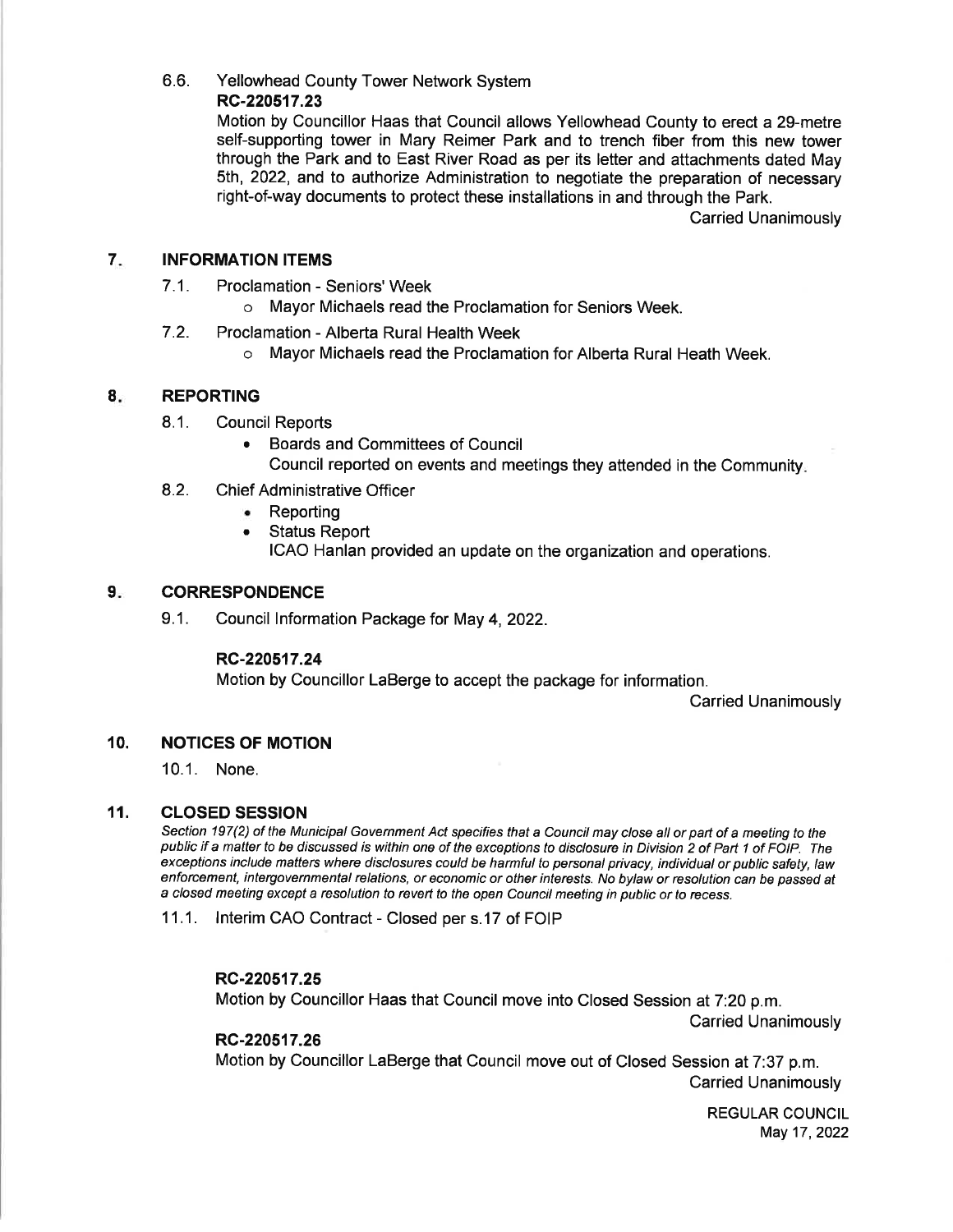6.6. Yellowhead County Tower Network System

**RC-220517.23**

Motion by Councillor Haas that Council allows Yellowhead County to erect a 29-metre self-supporting tower in Mary Reimer Park and to trench fiber from this new tower through the Park and to East River Road as per its letter and attachments dated May 5th, 2022, and to authorize Administration to negotiate the preparation of necessary right-of-way documents to protect these installations in and through the Park.

Carried Unanimously

## 7. INFORMATION ITEMS

7.1. Proclamation - Seniors' Week

- Mayor Michaels read the Proclamation for Seniors Week.

7.2. Proclamation - Alberta Rural Health Week

- Mayor Michaels read the Proclamation for Alberta Rural Heath Week.

## 8. REPORTING

8.1. Council Reports

- Boards and Committees of Council

  Council reported on events and meetings they attended in the Community.

8.2. Chief Administrative Officer

- Reporting
- Status Report

  ICAO Hanlan provided an update on the organization and operations.

## 9. CORRESPONDENCE

9.1. Council Information Package for May 4, 2022.

**RC-220517.24**

Motion by Councillor LaBerge to accept the package for information.

Carried Unanimously

## 10. NOTICES OF MOTION

10.1. None.

## 11. CLOSED SESSION

*Section 197(2) of the Municipal Government Act specifies that a Council may close all or part of a meeting to the public if a matter to be discussed is within one of the exceptions to disclosure in Division 2 of Part 1 of FOIP. The exceptions include matters where disclosures could be harmful to personal privacy, individual or public safety, law enforcement, intergovernmental relations, or economic or other interests. No bylaw or resolution can be passed at a closed meeting except a resolution to revert to the open Council meeting in public or to recess.*

11.1. Interim CAO Contract - Closed per s.17 of FOIP

**RC-220517.25**

Motion by Councillor Haas that Council move into Closed Session at 7:20 p.m.

Carried Unanimously

**RC-220517.26**

Motion by Councillor LaBerge that Council move out of Closed Session at 7:37 p.m.

Carried Unanimously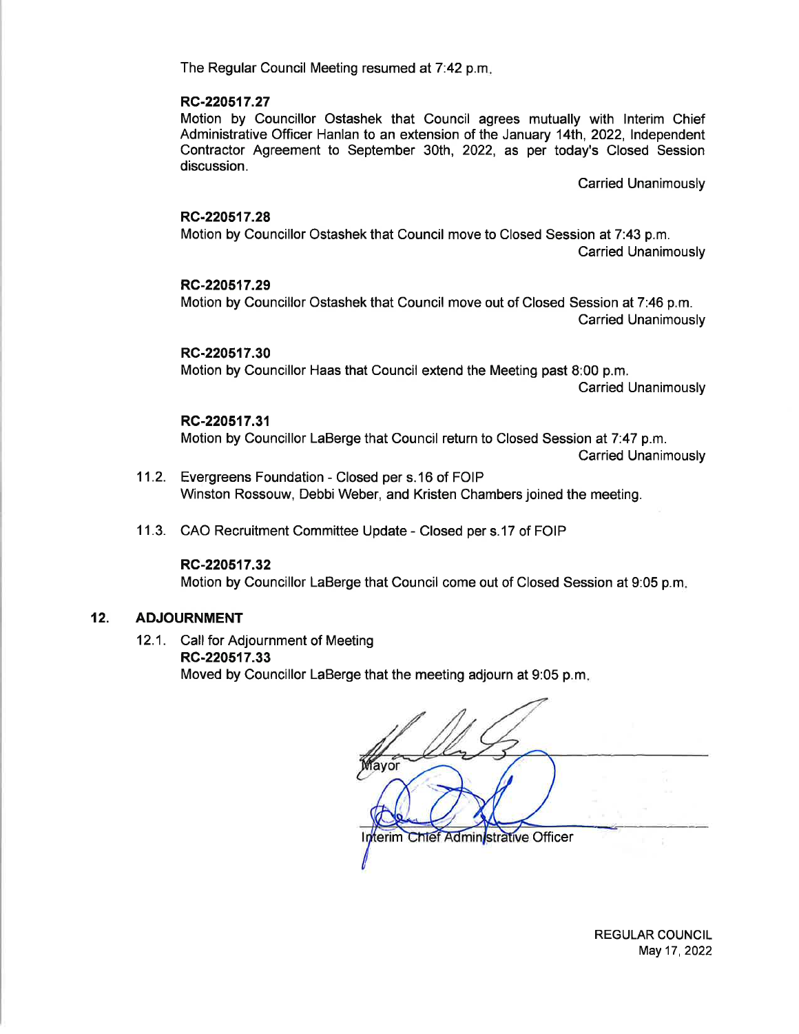The Regular Council Meeting resumed at 7:42 p.m.

**RC-220517.27**
Motion by Councillor Ostashek that Council agrees mutually with Interim Chief Administrative Officer Hanlan to an extension of the January 14th, 2022, Independent Contractor Agreement to September 30th, 2022, as per today's Closed Session discussion.

Carried Unanimously

**RC-220517.28**
Motion by Councillor Ostashek that Council move to Closed Session at 7:43 p.m.

Carried Unanimously

**RC-220517.29**
Motion by Councillor Ostashek that Council move out of Closed Session at 7:46 p.m.

Carried Unanimously

**RC-220517.30**
Motion by Councillor Haas that Council extend the Meeting past 8:00 p.m.

Carried Unanimously

**RC-220517.31**
Motion by Councillor LaBerge that Council return to Closed Session at 7:47 p.m.

Carried Unanimously

11.2. Evergreens Foundation - Closed per s.16 of FOIP
Winston Rossouw, Debbi Weber, and Kristen Chambers joined the meeting.

11.3. CAO Recruitment Committee Update - Closed per s.17 of FOIP

**RC-220517.32**
Motion by Councillor LaBerge that Council come out of Closed Session at 9:05 p.m.

## 12. ADJOURNMENT

12.1. Call for Adjournment of Meeting
**RC-220517.33**
Moved by Councillor LaBerge that the meeting adjourn at 9:05 p.m.

Mayor

Interim Chief Administrative Officer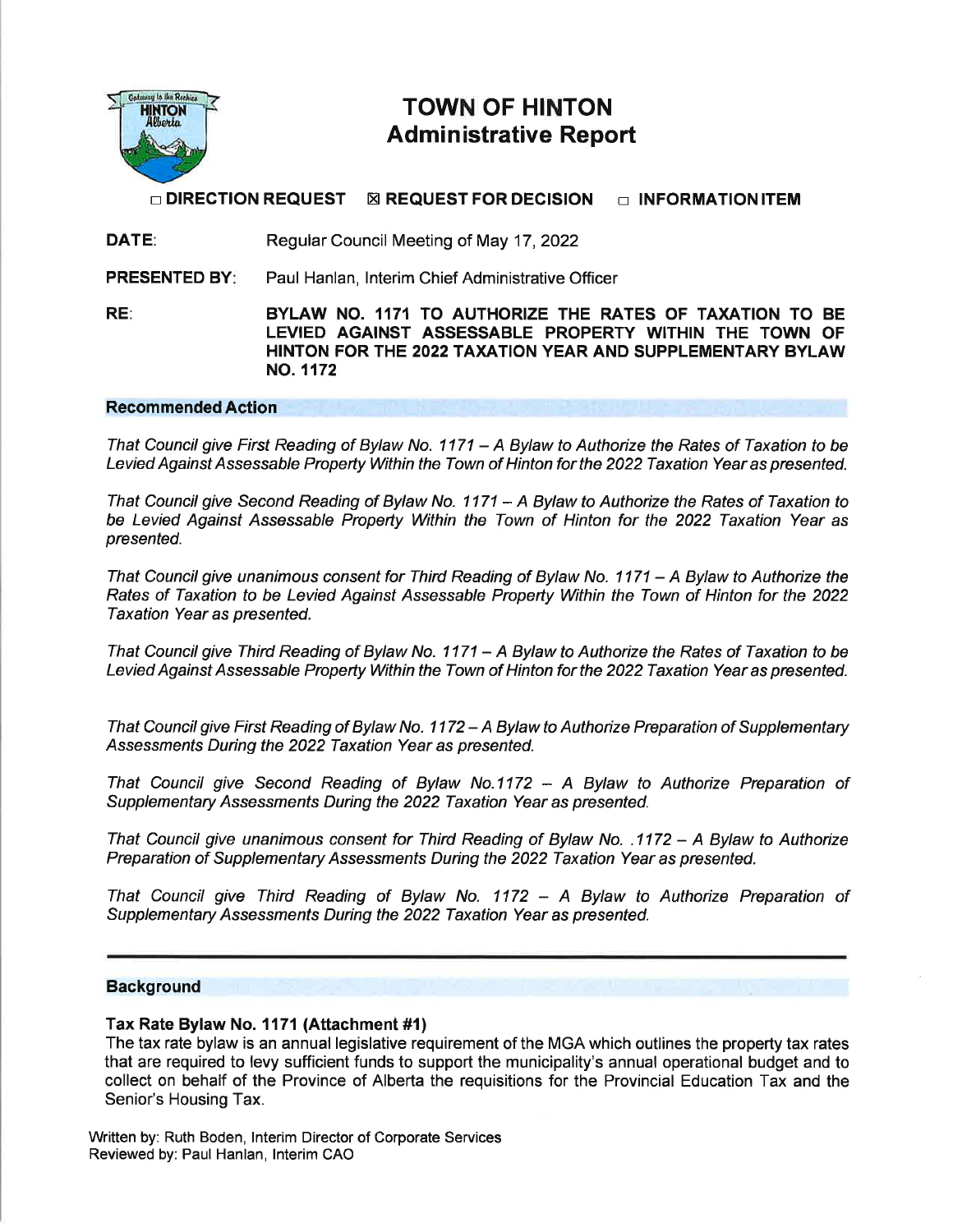# TOWN OF HINTON
## Administrative Report

☐ **DIRECTION REQUEST** ☒ **REQUEST FOR DECISION** ☐ **INFORMATION ITEM**

**DATE:** Regular Council Meeting of May 17, 2022

**PRESENTED BY:** Paul Hanlan, Interim Chief Administrative Officer

**RE:** **BYLAW NO. 1171 TO AUTHORIZE THE RATES OF TAXATION TO BE LEVIED AGAINST ASSESSABLE PROPERTY WITHIN THE TOWN OF HINTON FOR THE 2022 TAXATION YEAR AND SUPPLEMENTARY BYLAW NO. 1172**

### Recommended Action

*That Council give First Reading of Bylaw No. 1171 – A Bylaw to Authorize the Rates of Taxation to be Levied Against Assessable Property Within the Town of Hinton for the 2022 Taxation Year as presented.*

*That Council give Second Reading of Bylaw No. 1171 – A Bylaw to Authorize the Rates of Taxation to be Levied Against Assessable Property Within the Town of Hinton for the 2022 Taxation Year as presented.*

*That Council give unanimous consent for Third Reading of Bylaw No. 1171 – A Bylaw to Authorize the Rates of Taxation to be Levied Against Assessable Property Within the Town of Hinton for the 2022 Taxation Year as presented.*

*That Council give Third Reading of Bylaw No. 1171 – A Bylaw to Authorize the Rates of Taxation to be Levied Against Assessable Property Within the Town of Hinton for the 2022 Taxation Year as presented.*

*That Council give First Reading of Bylaw No. 1172 – A Bylaw to Authorize Preparation of Supplementary Assessments During the 2022 Taxation Year as presented.*

*That Council give Second Reading of Bylaw No.1172 – A Bylaw to Authorize Preparation of Supplementary Assessments During the 2022 Taxation Year as presented.*

*That Council give unanimous consent for Third Reading of Bylaw No. .1172 – A Bylaw to Authorize Preparation of Supplementary Assessments During the 2022 Taxation Year as presented.*

*That Council give Third Reading of Bylaw No. 1172 – A Bylaw to Authorize Preparation of Supplementary Assessments During the 2022 Taxation Year as presented.*

---

### Background

**Tax Rate Bylaw No. 1171 (Attachment #1)**

The tax rate bylaw is an annual legislative requirement of the MGA which outlines the property tax rates that are required to levy sufficient funds to support the municipality's annual operational budget and to collect on behalf of the Province of Alberta the requisitions for the Provincial Education Tax and the Senior's Housing Tax.

Written by: Ruth Boden, Interim Director of Corporate Services
Reviewed by: Paul Hanlan, Interim CAO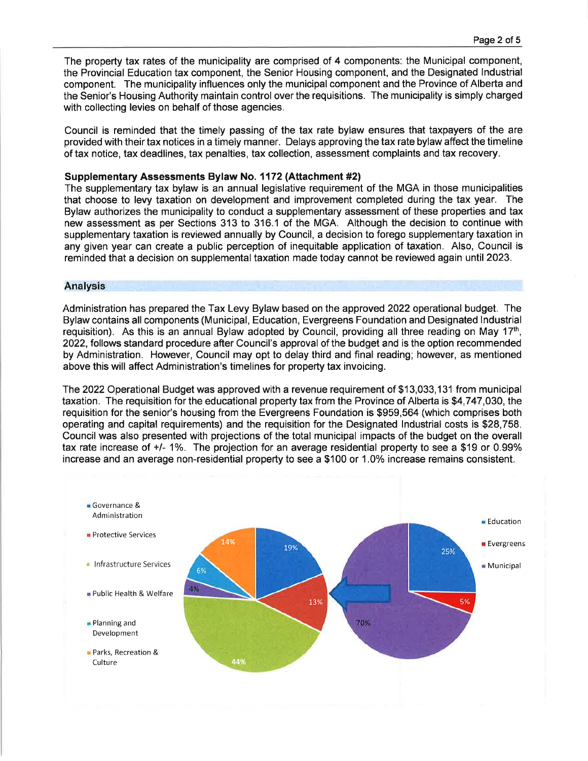The property tax rates of the municipality are comprised of 4 components: the Municipal component, the Provincial Education tax component, the Senior Housing component, and the Designated Industrial component. The municipality influences only the municipal component and the Province of Alberta and the Senior's Housing Authority maintain control over the requisitions. The municipality is simply charged with collecting levies on behalf of those agencies.

Council is reminded that the timely passing of the tax rate bylaw ensures that taxpayers of the are provided with their tax notices in a timely manner. Delays approving the tax rate bylaw affect the timeline of tax notice, tax deadlines, tax penalties, tax collection, assessment complaints and tax recovery.

**Supplementary Assessments Bylaw No. 1172 (Attachment #2)**

The supplementary tax bylaw is an annual legislative requirement of the MGA in those municipalities that choose to levy taxation on development and improvement completed during the tax year. The Bylaw authorizes the municipality to conduct a supplementary assessment of these properties and tax new assessment as per Sections 313 to 316.1 of the MGA. Although the decision to continue with supplementary taxation is reviewed annually by Council, a decision to forego supplementary taxation in any given year can create a public perception of inequitable application of taxation. Also, Council is reminded that a decision on supplemental taxation made today cannot be reviewed again until 2023.

## Analysis

Administration has prepared the Tax Levy Bylaw based on the approved 2022 operational budget. The Bylaw contains all components (Municipal, Education, Evergreens Foundation and Designated Industrial requisition). As this is an annual Bylaw adopted by Council, providing all three reading on May 17th, 2022, follows standard procedure after Council's approval of the budget and is the option recommended by Administration. However, Council may opt to delay third and final reading; however, as mentioned above this will affect Administration's timelines for property tax invoicing.

The 2022 Operational Budget was approved with a revenue requirement of $13,033,131 from municipal taxation. The requisition for the educational property tax from the Province of Alberta is $4,747,030, the requisition for the senior's housing from the Evergreens Foundation is $959,564 (which comprises both operating and capital requirements) and the requisition for the Designated Industrial costs is $28,758. Council was also presented with projections of the total municipal impacts of the budget on the overall tax rate increase of +/- 1%. The projection for an average residential property to see a $19 or 0.99% increase and an average non-residential property to see a $100 or 1.0% increase remains consistent.

| Municipal Breakdown | % |
|---|---|
| Governance & Administration | 19% |
| Protective Services | 13% |
| Infrastructure Services | 44% |
| Public Health & Welfare | 4% |
| Planning and Development | 6% |
| Parks, Recreation & Culture | 14% |

| Total Breakdown | % |
|---|---|
| Education | 25% |
| Evergreens | 5% |
| Municipal | 70% |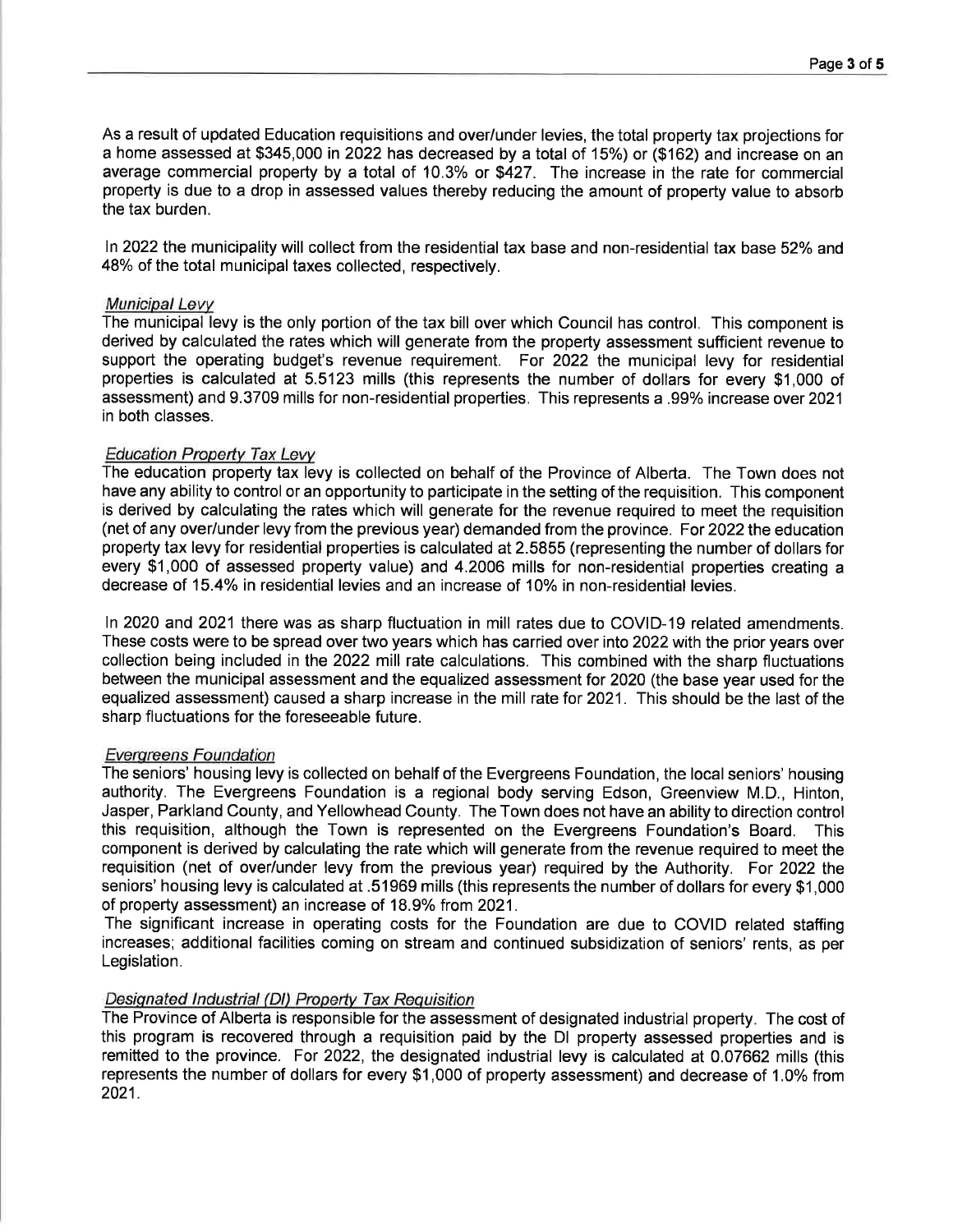As a result of updated Education requisitions and over/under levies, the total property tax projections for a home assessed at $345,000 in 2022 has decreased by a total of 15%) or ($162) and increase on an average commercial property by a total of 10.3% or $427. The increase in the rate for commercial property is due to a drop in assessed values thereby reducing the amount of property value to absorb the tax burden.

In 2022 the municipality will collect from the residential tax base and non-residential tax base 52% and 48% of the total municipal taxes collected, respectively.

*Municipal Levy*

The municipal levy is the only portion of the tax bill over which Council has control. This component is derived by calculated the rates which will generate from the property assessment sufficient revenue to support the operating budget's revenue requirement. For 2022 the municipal levy for residential properties is calculated at 5.5123 mills (this represents the number of dollars for every $1,000 of assessment) and 9.3709 mills for non-residential properties. This represents a .99% increase over 2021 in both classes.

*Education Property Tax Levy*

The education property tax levy is collected on behalf of the Province of Alberta. The Town does not have any ability to control or an opportunity to participate in the setting of the requisition. This component is derived by calculating the rates which will generate for the revenue required to meet the requisition (net of any over/under levy from the previous year) demanded from the province. For 2022 the education property tax levy for residential properties is calculated at 2.5855 (representing the number of dollars for every $1,000 of assessed property value) and 4.2006 mills for non-residential properties creating a decrease of 15.4% in residential levies and an increase of 10% in non-residential levies.

In 2020 and 2021 there was as sharp fluctuation in mill rates due to COVID-19 related amendments. These costs were to be spread over two years which has carried over into 2022 with the prior years over collection being included in the 2022 mill rate calculations. This combined with the sharp fluctuations between the municipal assessment and the equalized assessment for 2020 (the base year used for the equalized assessment) caused a sharp increase in the mill rate for 2021. This should be the last of the sharp fluctuations for the foreseeable future.

*Evergreens Foundation*

The seniors' housing levy is collected on behalf of the Evergreens Foundation, the local seniors' housing authority. The Evergreens Foundation is a regional body serving Edson, Greenview M.D., Hinton, Jasper, Parkland County, and Yellowhead County. The Town does not have an ability to direction control this requisition, although the Town is represented on the Evergreens Foundation's Board. This component is derived by calculating the rate which will generate from the revenue required to meet the requisition (net of over/under levy from the previous year) required by the Authority. For 2022 the seniors' housing levy is calculated at .51969 mills (this represents the number of dollars for every $1,000 of property assessment) an increase of 18.9% from 2021.

The significant increase in operating costs for the Foundation are due to COVID related staffing increases; additional facilities coming on stream and continued subsidization of seniors' rents, as per Legislation.

*Designated Industrial (DI) Property Tax Requisition*

The Province of Alberta is responsible for the assessment of designated industrial property. The cost of this program is recovered through a requisition paid by the DI property assessed properties and is remitted to the province. For 2022, the designated industrial levy is calculated at 0.07662 mills (this represents the number of dollars for every $1,000 of property assessment) and decrease of 1.0% from 2021.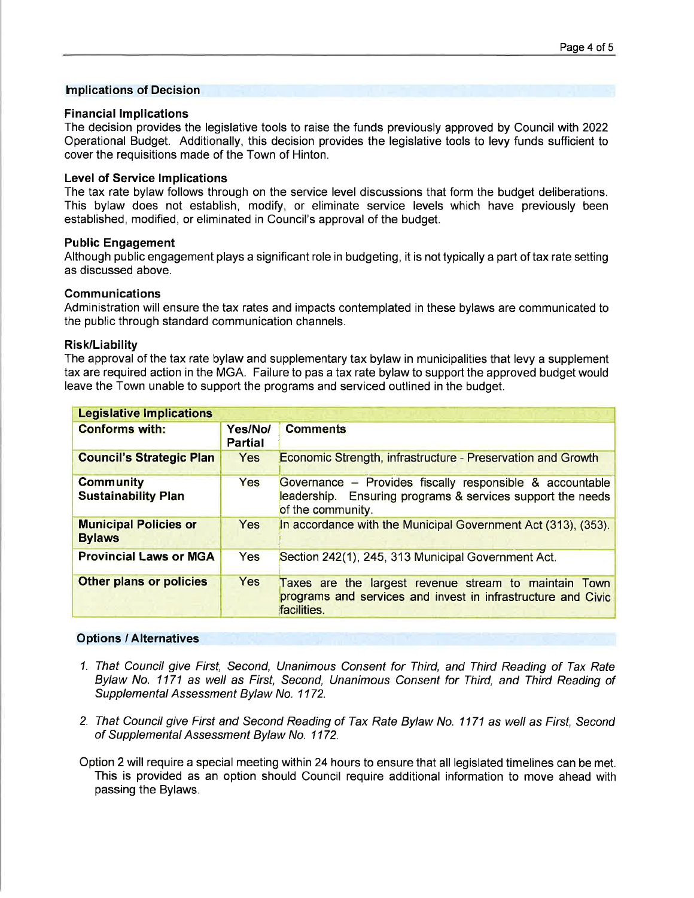## Implications of Decision

### Financial Implications

The decision provides the legislative tools to raise the funds previously approved by Council with 2022 Operational Budget. Additionally, this decision provides the legislative tools to levy funds sufficient to cover the requisitions made of the Town of Hinton.

### Level of Service Implications

The tax rate bylaw follows through on the service level discussions that form the budget deliberations. This bylaw does not establish, modify, or eliminate service levels which have previously been established, modified, or eliminated in Council's approval of the budget.

### Public Engagement

Although public engagement plays a significant role in budgeting, it is not typically a part of tax rate setting as discussed above.

### Communications

Administration will ensure the tax rates and impacts contemplated in these bylaws are communicated to the public through standard communication channels.

### Risk/Liability

The approval of the tax rate bylaw and supplementary tax bylaw in municipalities that levy a supplement tax are required action in the MGA. Failure to pas a tax rate bylaw to support the approved budget would leave the Town unable to support the programs and serviced outlined in the budget.

| **Legislative Implications** | | |
|---|---|---|
| **Conforms with:** | **Yes/No/ Partial** | **Comments** |
| **Council's Strategic Plan** | Yes | Economic Strength, infrastructure - Preservation and Growth |
| **Community Sustainability Plan** | Yes | Governance – Provides fiscally responsible & accountable leadership. Ensuring programs & services support the needs of the community. |
| **Municipal Policies or Bylaws** | Yes | In accordance with the Municipal Government Act (313), (353). |
| **Provincial Laws or MGA** | Yes | Section 242(1), 245, 313 Municipal Government Act. |
| **Other plans or policies** | Yes | Taxes are the largest revenue stream to maintain Town programs and services and invest in infrastructure and Civic facilities. |

## Options / Alternatives

1. *That Council give First, Second, Unanimous Consent for Third, and Third Reading of Tax Rate Bylaw No. 1171 as well as First, Second, Unanimous Consent for Third, and Third Reading of Supplemental Assessment Bylaw No. 1172.*

2. *That Council give First and Second Reading of Tax Rate Bylaw No. 1171 as well as First, Second of Supplemental Assessment Bylaw No. 1172.*

Option 2 will require a special meeting within 24 hours to ensure that all legislated timelines can be met. This is provided as an option should Council require additional information to move ahead with passing the Bylaws.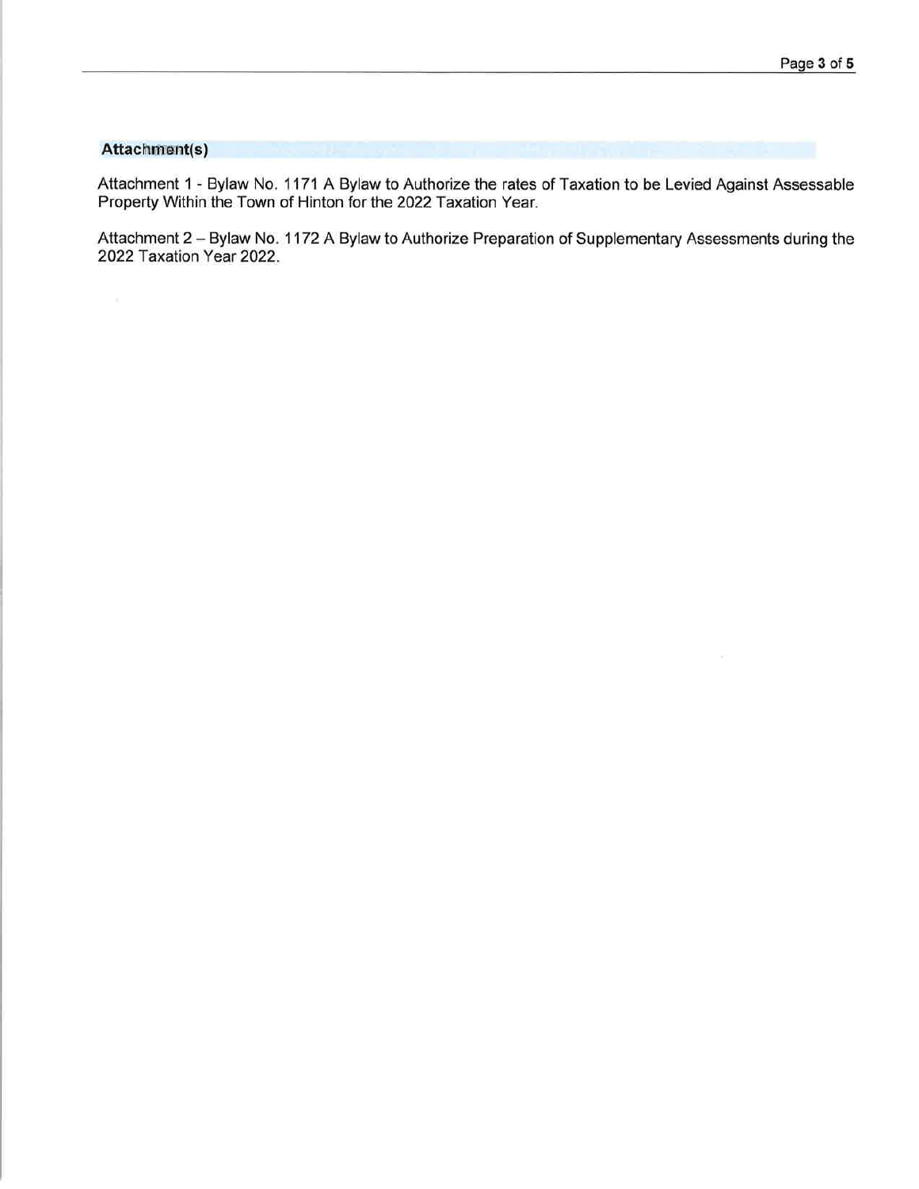## Attachment(s)

Attachment 1 - Bylaw No. 1171 A Bylaw to Authorize the rates of Taxation to be Levied Against Assessable Property Within the Town of Hinton for the 2022 Taxation Year.

Attachment 2 – Bylaw No. 1172 A Bylaw to Authorize Preparation of Supplementary Assessments during the 2022 Taxation Year 2022.